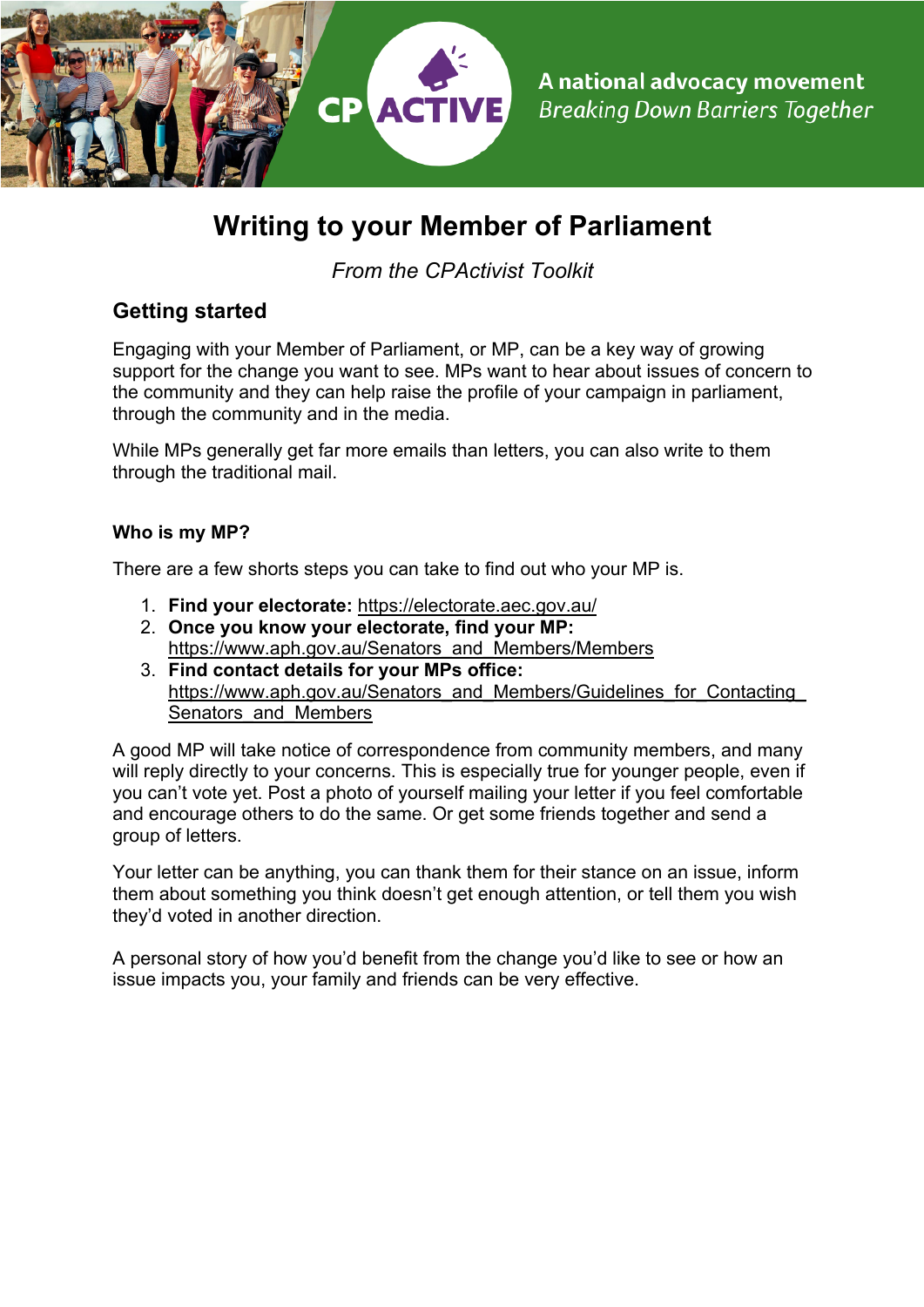CP ACTIVE

A national advocacy movement
*Breaking Down Barriers Together*

# Writing to your Member of Parliament

*From the CPActivist Toolkit*

## Getting started

Engaging with your Member of Parliament, or MP, can be a key way of growing support for the change you want to see. MPs want to hear about issues of concern to the community and they can help raise the profile of your campaign in parliament, through the community and in the media.

While MPs generally get far more emails than letters, you can also write to them through the traditional mail.

### Who is my MP?

There are a few shorts steps you can take to find out who your MP is.

1. **Find your electorate:** https://electorate.aec.gov.au/
2. **Once you know your electorate, find your MP:** https://www.aph.gov.au/Senators_and_Members/Members
3. **Find contact details for your MPs office:** https://www.aph.gov.au/Senators_and_Members/Guidelines_for_Contacting_Senators_and_Members

A good MP will take notice of correspondence from community members, and many will reply directly to your concerns. This is especially true for younger people, even if you can't vote yet. Post a photo of yourself mailing your letter if you feel comfortable and encourage others to do the same. Or get some friends together and send a group of letters.

Your letter can be anything, you can thank them for their stance on an issue, inform them about something you think doesn't get enough attention, or tell them you wish they'd voted in another direction.

A personal story of how you'd benefit from the change you'd like to see or how an issue impacts you, your family and friends can be very effective.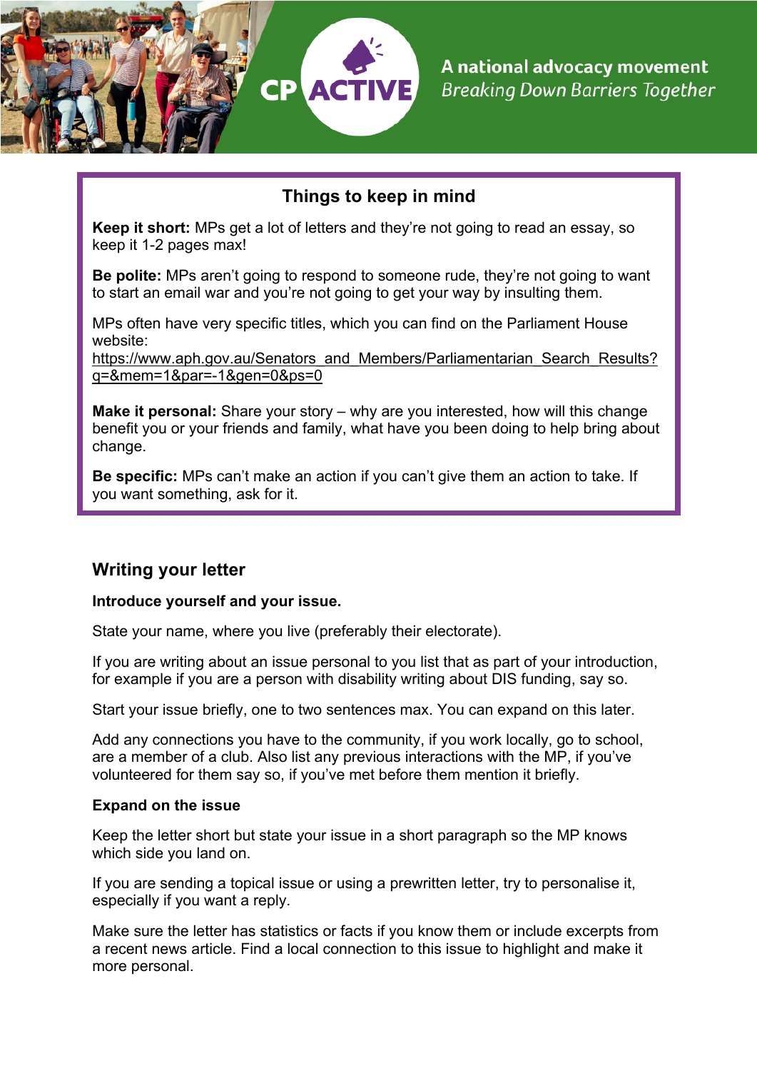## Things to keep in mind

**Keep it short:** MPs get a lot of letters and they're not going to read an essay, so keep it 1-2 pages max!

**Be polite:** MPs aren't going to respond to someone rude, they're not going to want to start an email war and you're not going to get your way by insulting them.

MPs often have very specific titles, which you can find on the Parliament House website:
https://www.aph.gov.au/Senators_and_Members/Parliamentarian_Search_Results?q=&mem=1&par=-1&gen=0&ps=0

**Make it personal:** Share your story – why are you interested, how will this change benefit you or your friends and family, what have you been doing to help bring about change.

**Be specific:** MPs can't make an action if you can't give them an action to take. If you want something, ask for it.

## Writing your letter

**Introduce yourself and your issue.**

State your name, where you live (preferably their electorate).

If you are writing about an issue personal to you list that as part of your introduction, for example if you are a person with disability writing about DIS funding, say so.

Start your issue briefly, one to two sentences max. You can expand on this later.

Add any connections you have to the community, if you work locally, go to school, are a member of a club. Also list any previous interactions with the MP, if you've volunteered for them say so, if you've met before them mention it briefly.

**Expand on the issue**

Keep the letter short but state your issue in a short paragraph so the MP knows which side you land on.

If you are sending a topical issue or using a prewritten letter, try to personalise it, especially if you want a reply.

Make sure the letter has statistics or facts if you know them or include excerpts from a recent news article. Find a local connection to this issue to highlight and make it more personal.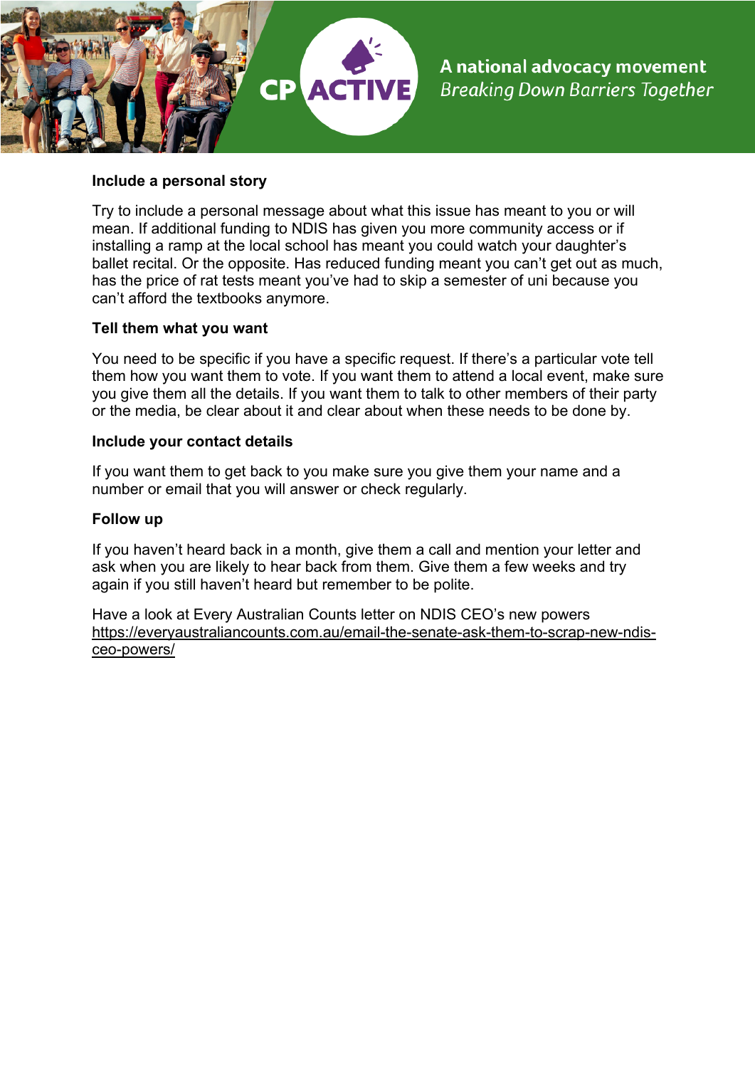**Include a personal story**

Try to include a personal message about what this issue has meant to you or will mean. If additional funding to NDIS has given you more community access or if installing a ramp at the local school has meant you could watch your daughter's ballet recital. Or the opposite. Has reduced funding meant you can't get out as much, has the price of rat tests meant you've had to skip a semester of uni because you can't afford the textbooks anymore.

**Tell them what you want**

You need to be specific if you have a specific request. If there's a particular vote tell them how you want them to vote. If you want them to attend a local event, make sure you give them all the details. If you want them to talk to other members of their party or the media, be clear about it and clear about when these needs to be done by.

**Include your contact details**

If you want them to get back to you make sure you give them your name and a number or email that you will answer or check regularly.

**Follow up**

If you haven't heard back in a month, give them a call and mention your letter and ask when you are likely to hear back from them. Give them a few weeks and try again if you still haven't heard but remember to be polite.

Have a look at Every Australian Counts letter on NDIS CEO's new powers https://everyaustraliancounts.com.au/email-the-senate-ask-them-to-scrap-new-ndis-ceo-powers/